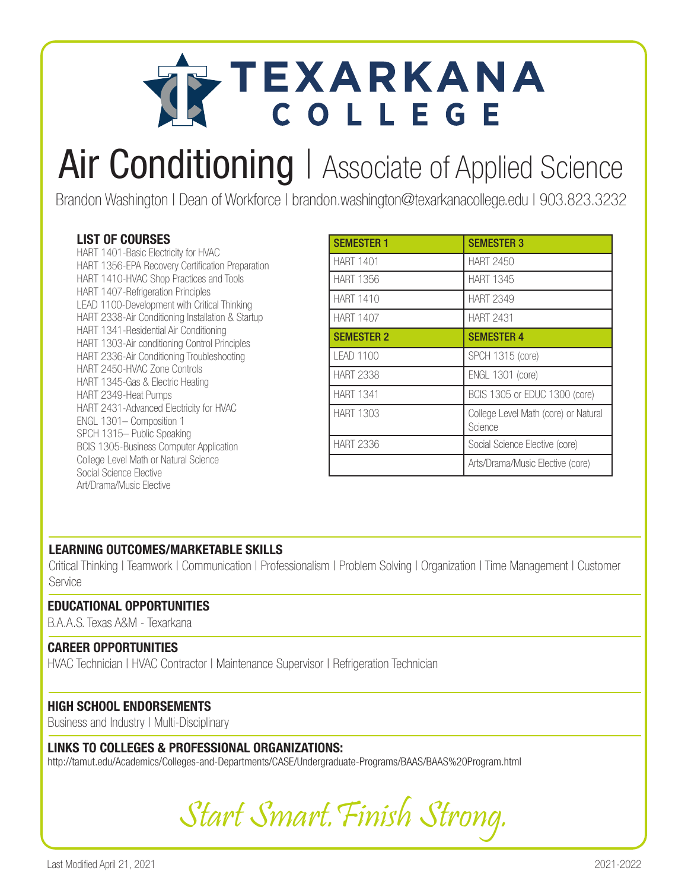# TEXARKANA COLLEGE

# Air Conditioning | Associate of Applied Science

Brandon Washington | Dean of Workforce | brandon.washington@texarkanacollege.edu | 903.823.3232

### LIST OF COURSES

HART 1401-Basic Electricity for HVAC
HART 1356-EPA Recovery Certification Preparation
HART 1410-HVAC Shop Practices and Tools
HART 1407-Refrigeration Principles
LEAD 1100-Development with Critical Thinking
HART 2338-Air Conditioning Installation & Startup
HART 1341-Residential Air Conditioning
HART 1303-Air conditioning Control Principles
HART 2336-Air Conditioning Troubleshooting
HART 2450-HVAC Zone Controls
HART 1345-Gas & Electric Heating
HART 2349-Heat Pumps
HART 2431-Advanced Electricity for HVAC
ENGL 1301– Composition 1
SPCH 1315– Public Speaking
BCIS 1305-Business Computer Application
College Level Math or Natural Science
Social Science Elective
Art/Drama/Music Elective

| SEMESTER 1 | SEMESTER 3 |
|---|---|
| HART 1401 | HART 2450 |
| HART 1356 | HART 1345 |
| HART 1410 | HART 2349 |
| HART 1407 | HART 2431 |
| **SEMESTER 2** | **SEMESTER 4** |
| LEAD 1100 | SPCH 1315 (core) |
| HART 2338 | ENGL 1301 (core) |
| HART 1341 | BCIS 1305 or EDUC 1300 (core) |
| HART 1303 | College Level Math (core) or Natural Science |
| HART 2336 | Social Science Elective (core) |
| | Arts/Drama/Music Elective (core) |

### LEARNING OUTCOMES/MARKETABLE SKILLS

Critical Thinking | Teamwork | Communication | Professionalism | Problem Solving | Organization | Time Management | Customer Service

### EDUCATIONAL OPPORTUNITIES

B.A.A.S. Texas A&M - Texarkana

### CAREER OPPORTUNITIES

HVAC Technician | HVAC Contractor | Maintenance Supervisor | Refrigeration Technician

### HIGH SCHOOL ENDORSEMENTS

Business and Industry | Multi-Disciplinary

### LINKS TO COLLEGES & PROFESSIONAL ORGANIZATIONS:

http://tamut.edu/Academics/Colleges-and-Departments/CASE/Undergraduate-Programs/BAAS/BAAS%20Program.html

*Start Smart. Finish Strong.*

Last Modified April 21, 2021

2021-2022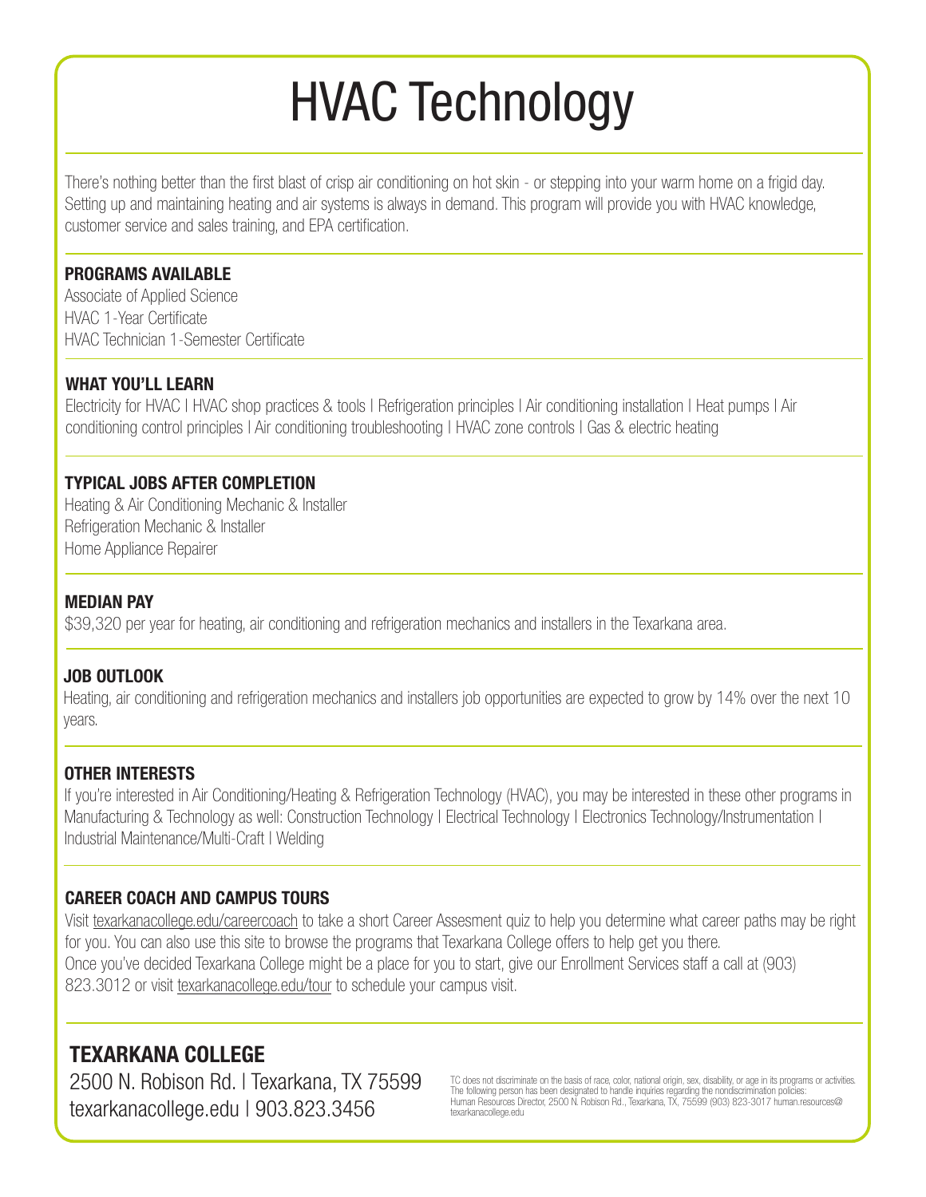# HVAC Technology

There's nothing better than the first blast of crisp air conditioning on hot skin - or stepping into your warm home on a frigid day. Setting up and maintaining heating and air systems is always in demand. This program will provide you with HVAC knowledge, customer service and sales training, and EPA certification.

## PROGRAMS AVAILABLE

Associate of Applied Science
HVAC 1-Year Certificate
HVAC Technician 1-Semester Certificate

## WHAT YOU'LL LEARN

Electricity for HVAC | HVAC shop practices & tools | Refrigeration principles | Air conditioning installation | Heat pumps | Air conditioning control principles | Air conditioning troubleshooting | HVAC zone controls | Gas & electric heating

## TYPICAL JOBS AFTER COMPLETION

Heating & Air Conditioning Mechanic & Installer
Refrigeration Mechanic & Installer
Home Appliance Repairer

## MEDIAN PAY

$39,320 per year for heating, air conditioning and refrigeration mechanics and installers in the Texarkana area.

## JOB OUTLOOK

Heating, air conditioning and refrigeration mechanics and installers job opportunities are expected to grow by 14% over the next 10 years.

## OTHER INTERESTS

If you're interested in Air Conditioning/Heating & Refrigeration Technology (HVAC), you may be interested in these other programs in Manufacturing & Technology as well: Construction Technology | Electrical Technology | Electronics Technology/Instrumentation | Industrial Maintenance/Multi-Craft | Welding

## CAREER COACH AND CAMPUS TOURS

Visit texarkanacollege.edu/careercoach to take a short Career Assesment quiz to help you determine what career paths may be right for you. You can also use this site to browse the programs that Texarkana College offers to help get you there.
Once you've decided Texarkana College might be a place for you to start, give our Enrollment Services staff a call at (903) 823.3012 or visit texarkanacollege.edu/tour to schedule your campus visit.

## TEXARKANA COLLEGE

2500 N. Robison Rd. | Texarkana, TX 75599
texarkanacollege.edu | 903.823.3456

TC does not discriminate on the basis of race, color, national origin, sex, disability, or age in its programs or activities. The following person has been designated to handle inquiries regarding the nondiscrimination policies: Human Resources Director, 2500 N. Robison Rd., Texarkana, TX, 75599 (903) 823-3017 human.resources@texarkanacollege.edu